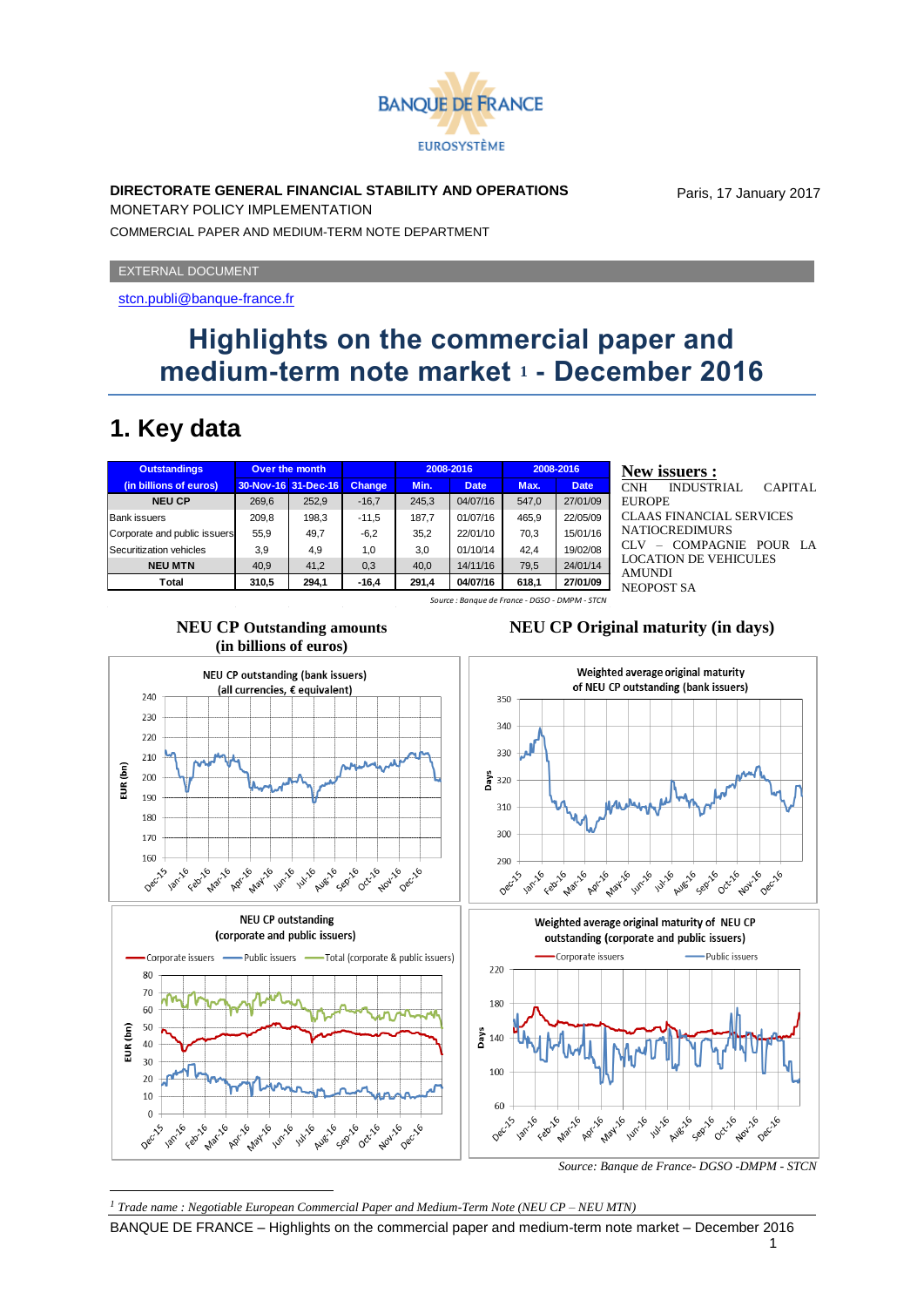BANQUE DE FRANCE
EUROSYSTÈME

**DIRECTORATE GENERAL FINANCIAL STABILITY AND OPERATIONS**
MONETARY POLICY IMPLEMENTATION
COMMERCIAL PAPER AND MEDIUM-TERM NOTE DEPARTMENT

Paris, 17 January 2017

EXTERNAL DOCUMENT

stcn.publi@banque-france.fr

# Highlights on the commercial paper and medium-term note market [1] - December 2016

## 1. Key data

| Outstandings (in billions of euros) | Over the month | | | 2008-2016 | | 2008-2016 | |
|---|---|---|---|---|---|---|---|
| | 30-Nov-16 | 31-Dec-16 | Change | Min. | Date | Max. | Date |
| **NEU CP** | 269,6 | 252,9 | -16,7 | 245,3 | 04/07/16 | 547,0 | 27/01/09 |
| Bank issuers | 209,8 | 198,3 | -11,5 | 187,7 | 01/07/16 | 465,9 | 22/05/09 |
| Corporate and public issuers | 55,9 | 49,7 | -6,2 | 35,2 | 22/01/10 | 70,3 | 15/01/16 |
| Securitization vehicles | 3,9 | 4,9 | 1,0 | 3,0 | 01/10/14 | 42,4 | 19/02/08 |
| **NEU MTN** | 40,9 | 41,2 | 0,3 | 40,0 | 14/11/16 | 79,5 | 24/01/14 |
| **Total** | **310,5** | **294,1** | **-16,4** | **291,4** | **04/07/16** | **618,1** | **27/01/09** |

*Source : Banque de France - DGSO - DMPM - STCN*

**New issuers :**

CNH INDUSTRIAL CAPITAL EUROPE
CLAAS FINANCIAL SERVICES
NATIOCREDIMURS
CLV – COMPAGNIE POUR LA LOCATION DE VEHICULES
AMUNDI
NEOPOST SA

**NEU CP Outstanding amounts (in billions of euros)**

**NEU CP Original maturity (in days)**

*Source: Banque de France- DGSO -DMPM - STCN*

[1] *Trade name : Negotiable European Commercial Paper and Medium-Term Note (NEU CP – NEU MTN)*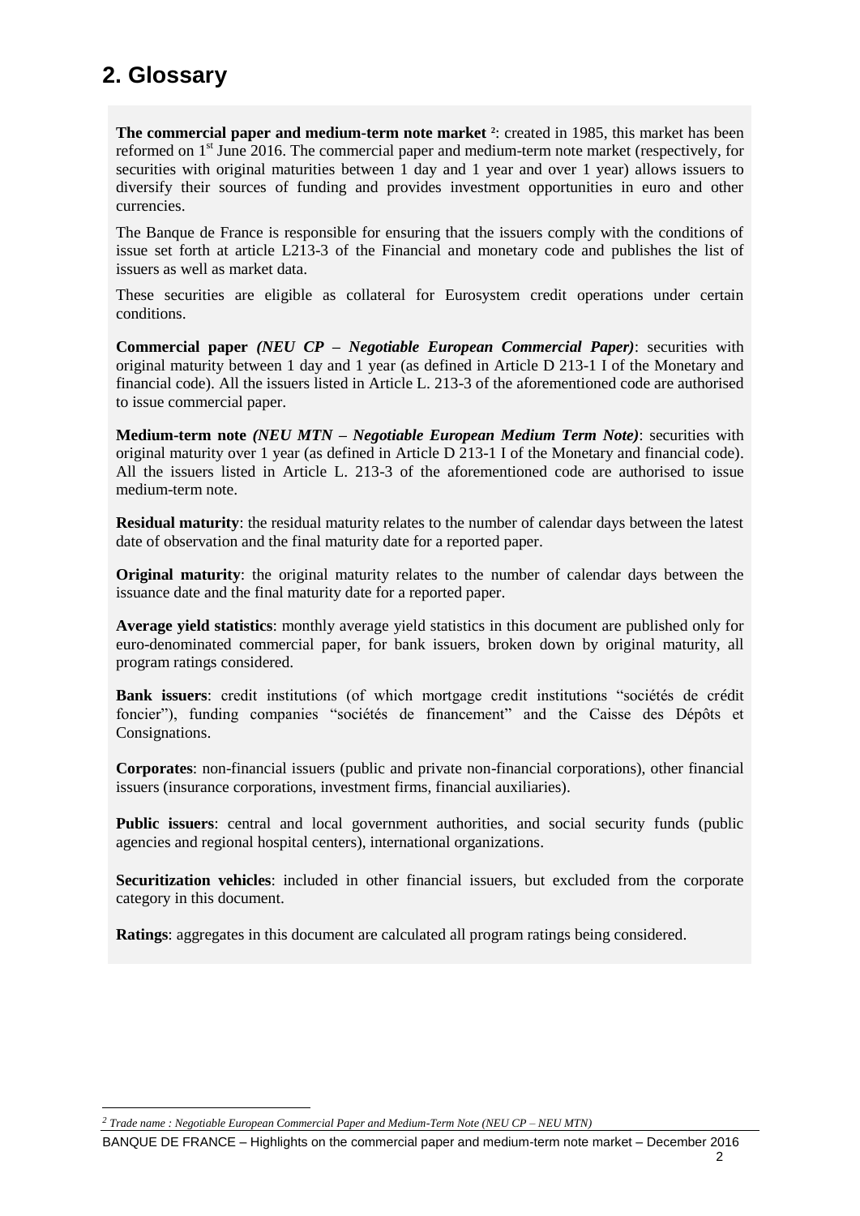## 2. Glossary

**The commercial paper and medium-term note market** [2]: created in 1985, this market has been reformed on 1st June 2016. The commercial paper and medium-term note market (respectively, for securities with original maturities between 1 day and 1 year and over 1 year) allows issuers to diversify their sources of funding and provides investment opportunities in euro and other currencies.

The Banque de France is responsible for ensuring that the issuers comply with the conditions of issue set forth at article L213-3 of the Financial and monetary code and publishes the list of issuers as well as market data.

These securities are eligible as collateral for Eurosystem credit operations under certain conditions.

**Commercial paper** ***(NEU CP – Negotiable European Commercial Paper)***: securities with original maturity between 1 day and 1 year (as defined in Article D 213-1 I of the Monetary and financial code). All the issuers listed in Article L. 213-3 of the aforementioned code are authorised to issue commercial paper.

**Medium-term note** ***(NEU MTN – Negotiable European Medium Term Note)***: securities with original maturity over 1 year (as defined in Article D 213-1 I of the Monetary and financial code). All the issuers listed in Article L. 213-3 of the aforementioned code are authorised to issue medium-term note.

**Residual maturity**: the residual maturity relates to the number of calendar days between the latest date of observation and the final maturity date for a reported paper.

**Original maturity**: the original maturity relates to the number of calendar days between the issuance date and the final maturity date for a reported paper.

**Average yield statistics**: monthly average yield statistics in this document are published only for euro-denominated commercial paper, for bank issuers, broken down by original maturity, all program ratings considered.

**Bank issuers**: credit institutions (of which mortgage credit institutions "sociétés de crédit foncier"), funding companies "sociétés de financement" and the Caisse des Dépôts et Consignations.

**Corporates**: non-financial issuers (public and private non-financial corporations), other financial issuers (insurance corporations, investment firms, financial auxiliaries).

**Public issuers**: central and local government authorities, and social security funds (public agencies and regional hospital centers), international organizations.

**Securitization vehicles**: included in other financial issuers, but excluded from the corporate category in this document.

**Ratings**: aggregates in this document are calculated all program ratings being considered.

[2] *Trade name : Negotiable European Commercial Paper and Medium-Term Note (NEU CP – NEU MTN)*